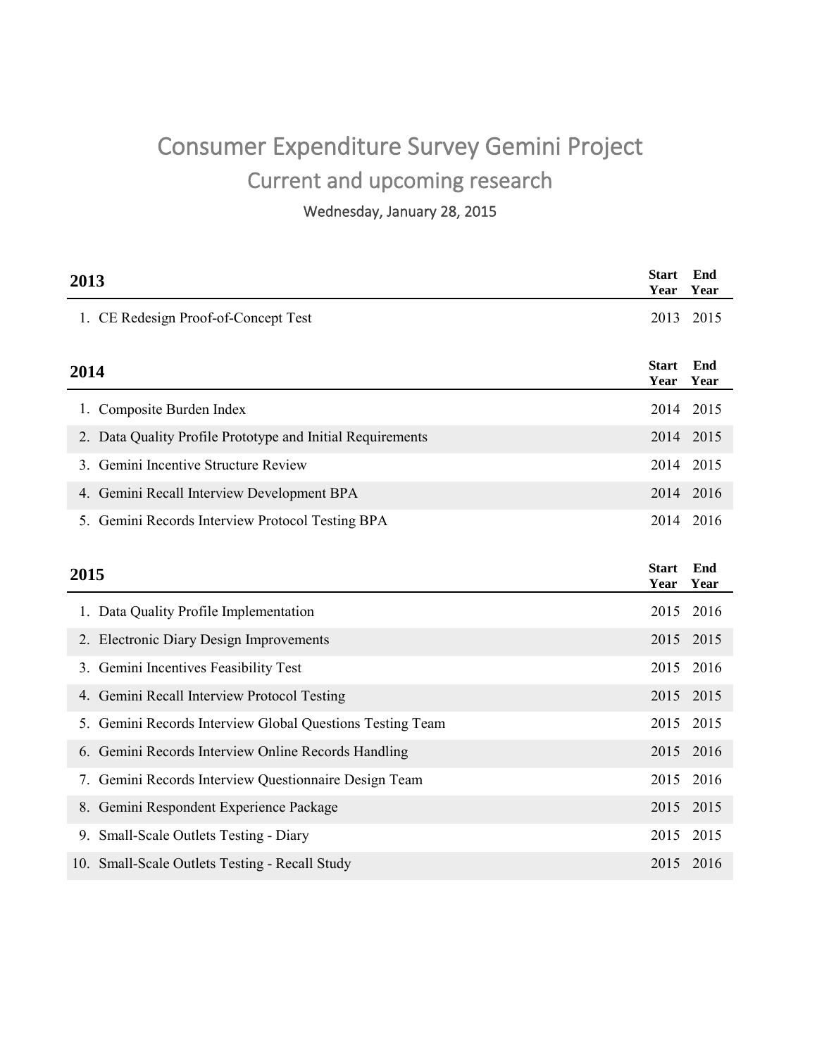# Consumer Expenditure Survey Gemini Project

## Current and upcoming research

Wednesday, January 28, 2015

| 2013 | Start Year | End Year |
|---|---|---|
| 1. CE Redesign Proof-of-Concept Test | 2013 | 2015 |

| 2014 | Start Year | End Year |
|---|---|---|
| 1. Composite Burden Index | 2014 | 2015 |
| 2. Data Quality Profile Prototype and Initial Requirements | 2014 | 2015 |
| 3. Gemini Incentive Structure Review | 2014 | 2015 |
| 4. Gemini Recall Interview Development BPA | 2014 | 2016 |
| 5. Gemini Records Interview Protocol Testing BPA | 2014 | 2016 |

| 2015 | Start Year | End Year |
|---|---|---|
| 1. Data Quality Profile Implementation | 2015 | 2016 |
| 2. Electronic Diary Design Improvements | 2015 | 2015 |
| 3. Gemini Incentives Feasibility Test | 2015 | 2016 |
| 4. Gemini Recall Interview Protocol Testing | 2015 | 2015 |
| 5. Gemini Records Interview Global Questions Testing Team | 2015 | 2015 |
| 6. Gemini Records Interview Online Records Handling | 2015 | 2016 |
| 7. Gemini Records Interview Questionnaire Design Team | 2015 | 2016 |
| 8. Gemini Respondent Experience Package | 2015 | 2015 |
| 9. Small-Scale Outlets Testing - Diary | 2015 | 2015 |
| 10. Small-Scale Outlets Testing - Recall Study | 2015 | 2016 |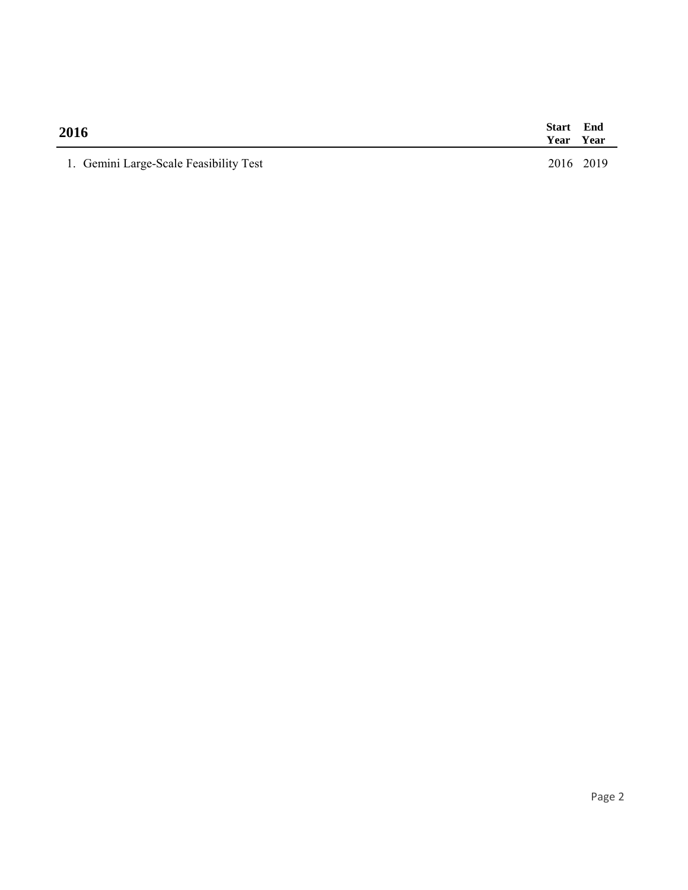| 2016 | Start Year | End Year |
|---|---|---|
| 1. Gemini Large-Scale Feasibility Test | 2016 | 2019 |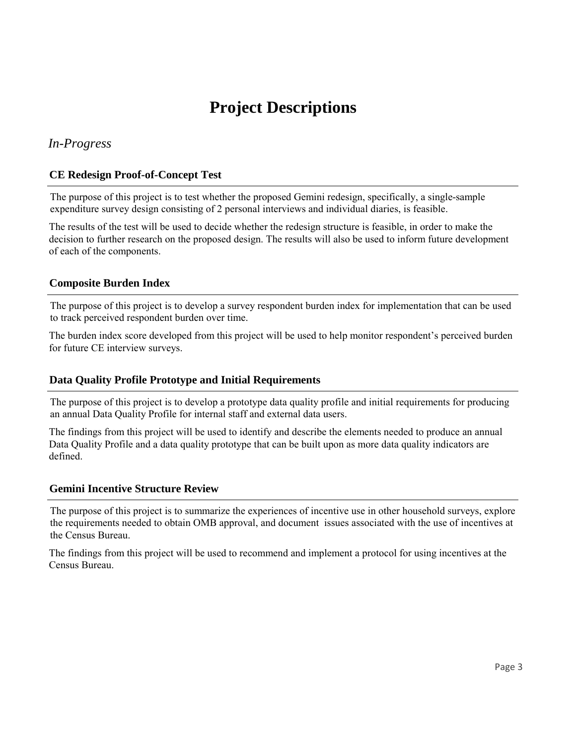# Project Descriptions

## *In-Progress*

### CE Redesign Proof-of-Concept Test

The purpose of this project is to test whether the proposed Gemini redesign, specifically, a single-sample expenditure survey design consisting of 2 personal interviews and individual diaries, is feasible.

The results of the test will be used to decide whether the redesign structure is feasible, in order to make the decision to further research on the proposed design. The results will also be used to inform future development of each of the components.

### Composite Burden Index

The purpose of this project is to develop a survey respondent burden index for implementation that can be used to track perceived respondent burden over time.

The burden index score developed from this project will be used to help monitor respondent's perceived burden for future CE interview surveys.

### Data Quality Profile Prototype and Initial Requirements

The purpose of this project is to develop a prototype data quality profile and initial requirements for producing an annual Data Quality Profile for internal staff and external data users.

The findings from this project will be used to identify and describe the elements needed to produce an annual Data Quality Profile and a data quality prototype that can be built upon as more data quality indicators are defined.

### Gemini Incentive Structure Review

The purpose of this project is to summarize the experiences of incentive use in other household surveys, explore the requirements needed to obtain OMB approval, and document issues associated with the use of incentives at the Census Bureau.

The findings from this project will be used to recommend and implement a protocol for using incentives at the Census Bureau.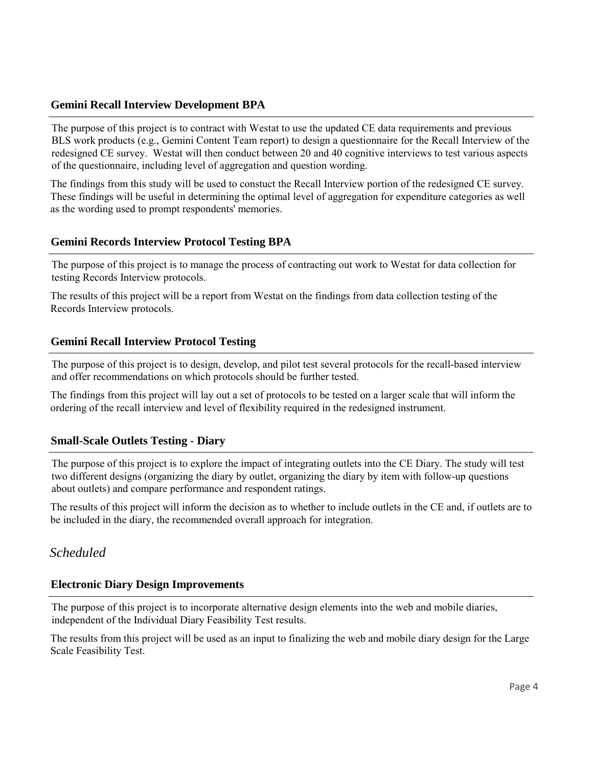### Gemini Recall Interview Development BPA

The purpose of this project is to contract with Westat to use the updated CE data requirements and previous BLS work products (e.g., Gemini Content Team report) to design a questionnaire for the Recall Interview of the redesigned CE survey. Westat will then conduct between 20 and 40 cognitive interviews to test various aspects of the questionnaire, including level of aggregation and question wording.

The findings from this study will be used to constuct the Recall Interview portion of the redesigned CE survey. These findings will be useful in determining the optimal level of aggregation for expenditure categories as well as the wording used to prompt respondents' memories.

### Gemini Records Interview Protocol Testing BPA

The purpose of this project is to manage the process of contracting out work to Westat for data collection for testing Records Interview protocols.

The results of this project will be a report from Westat on the findings from data collection testing of the Records Interview protocols.

### Gemini Recall Interview Protocol Testing

The purpose of this project is to design, develop, and pilot test several protocols for the recall-based interview and offer recommendations on which protocols should be further tested.

The findings from this project will lay out a set of protocols to be tested on a larger scale that will inform the ordering of the recall interview and level of flexibility required in the redesigned instrument.

### Small-Scale Outlets Testing - Diary

The purpose of this project is to explore the impact of integrating outlets into the CE Diary. The study will test two different designs (organizing the diary by outlet, organizing the diary by item with follow-up questions about outlets) and compare performance and respondent ratings.

The results of this project will inform the decision as to whether to include outlets in the CE and, if outlets are to be included in the diary, the recommended overall approach for integration.

## *Scheduled*

### Electronic Diary Design Improvements

The purpose of this project is to incorporate alternative design elements into the web and mobile diaries, independent of the Individual Diary Feasibility Test results.

The results from this project will be used as an input to finalizing the web and mobile diary design for the Large Scale Feasibility Test.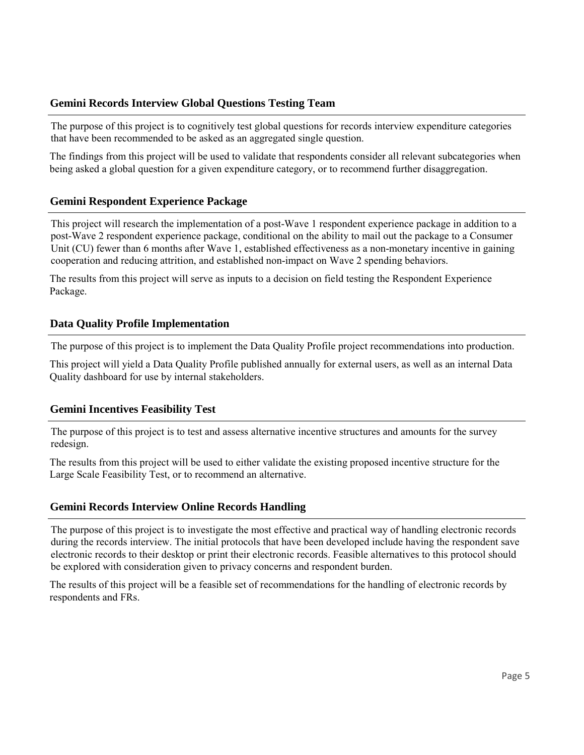### Gemini Records Interview Global Questions Testing Team

The purpose of this project is to cognitively test global questions for records interview expenditure categories that have been recommended to be asked as an aggregated single question.

The findings from this project will be used to validate that respondents consider all relevant subcategories when being asked a global question for a given expenditure category, or to recommend further disaggregation.

### Gemini Respondent Experience Package

This project will research the implementation of a post-Wave 1 respondent experience package in addition to a post-Wave 2 respondent experience package, conditional on the ability to mail out the package to a Consumer Unit (CU) fewer than 6 months after Wave 1, established effectiveness as a non-monetary incentive in gaining cooperation and reducing attrition, and established non-impact on Wave 2 spending behaviors.

The results from this project will serve as inputs to a decision on field testing the Respondent Experience Package.

### Data Quality Profile Implementation

The purpose of this project is to implement the Data Quality Profile project recommendations into production.

This project will yield a Data Quality Profile published annually for external users, as well as an internal Data Quality dashboard for use by internal stakeholders.

### Gemini Incentives Feasibility Test

The purpose of this project is to test and assess alternative incentive structures and amounts for the survey redesign.

The results from this project will be used to either validate the existing proposed incentive structure for the Large Scale Feasibility Test, or to recommend an alternative.

### Gemini Records Interview Online Records Handling

The purpose of this project is to investigate the most effective and practical way of handling electronic records during the records interview. The initial protocols that have been developed include having the respondent save electronic records to their desktop or print their electronic records. Feasible alternatives to this protocol should be explored with consideration given to privacy concerns and respondent burden.

The results of this project will be a feasible set of recommendations for the handling of electronic records by respondents and FRs.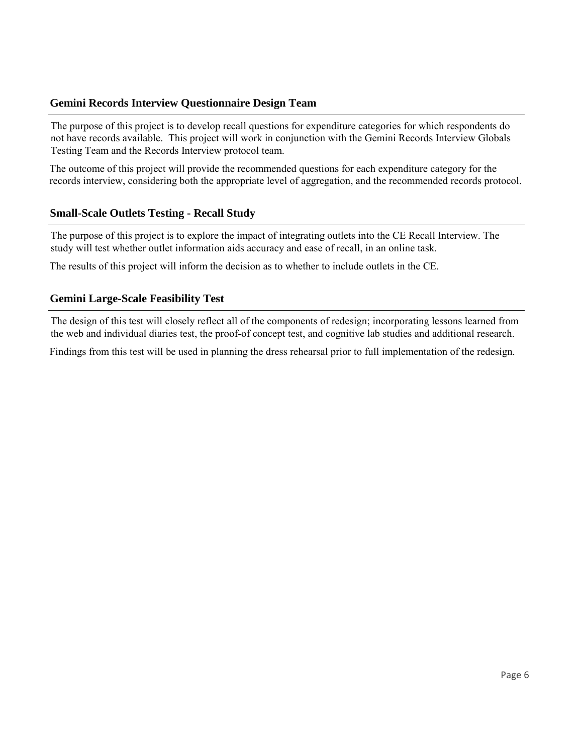### Gemini Records Interview Questionnaire Design Team

The purpose of this project is to develop recall questions for expenditure categories for which respondents do not have records available. This project will work in conjunction with the Gemini Records Interview Globals Testing Team and the Records Interview protocol team.

The outcome of this project will provide the recommended questions for each expenditure category for the records interview, considering both the appropriate level of aggregation, and the recommended records protocol.

### Small-Scale Outlets Testing - Recall Study

The purpose of this project is to explore the impact of integrating outlets into the CE Recall Interview. The study will test whether outlet information aids accuracy and ease of recall, in an online task.

The results of this project will inform the decision as to whether to include outlets in the CE.

### Gemini Large-Scale Feasibility Test

The design of this test will closely reflect all of the components of redesign; incorporating lessons learned from the web and individual diaries test, the proof-of concept test, and cognitive lab studies and additional research.

Findings from this test will be used in planning the dress rehearsal prior to full implementation of the redesign.